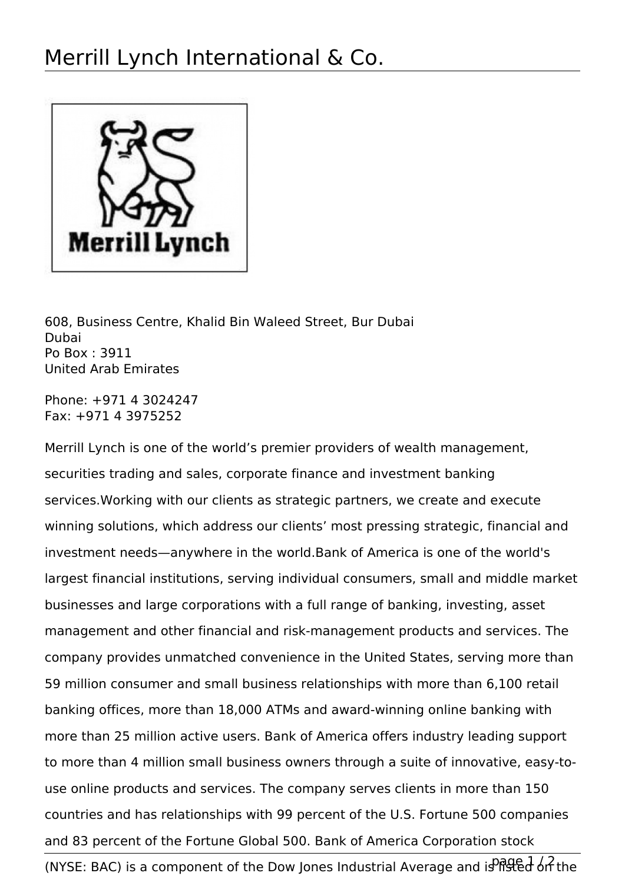# Merrill Lynch International & Co.

608, Business Centre, Khalid Bin Waleed Street, Bur Dubai
Dubai
Po Box : 3911
United Arab Emirates

Phone: +971 4 3024247
Fax: +971 4 3975252

Merrill Lynch is one of the world's premier providers of wealth management, securities trading and sales, corporate finance and investment banking services.Working with our clients as strategic partners, we create and execute winning solutions, which address our clients' most pressing strategic, financial and investment needs—anywhere in the world.Bank of America is one of the world's largest financial institutions, serving individual consumers, small and middle market businesses and large corporations with a full range of banking, investing, asset management and other financial and risk-management products and services. The company provides unmatched convenience in the United States, serving more than 59 million consumer and small business relationships with more than 6,100 retail banking offices, more than 18,000 ATMs and award-winning online banking with more than 25 million active users. Bank of America offers industry leading support to more than 4 million small business owners through a suite of innovative, easy-to-use online products and services. The company serves clients in more than 150 countries and has relationships with 99 percent of the U.S. Fortune 500 companies and 83 percent of the Fortune Global 500. Bank of America Corporation stock (NYSE: BAC) is a component of the Dow Jones Industrial Average and is listed on the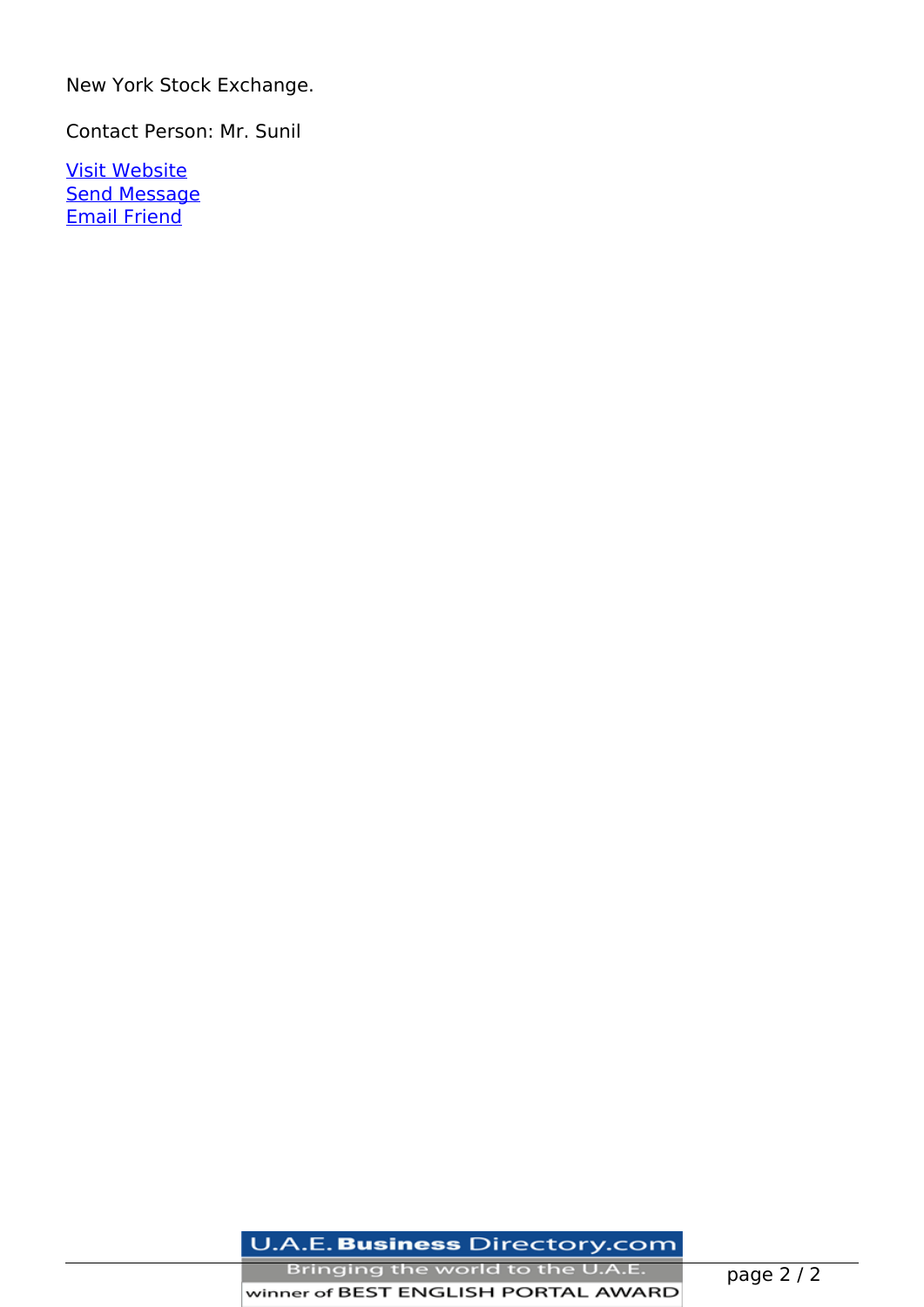New York Stock Exchange.

Contact Person: Mr. Sunil

Visit Website
Send Message
Email Friend